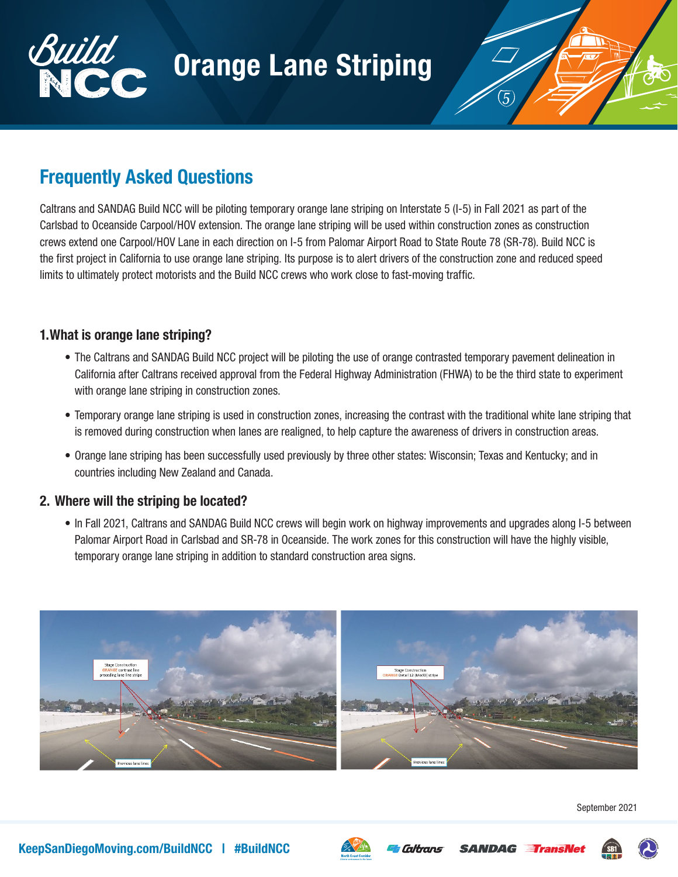# Orange Lane Striping

## Frequently Asked Questions

Caltrans and SANDAG Build NCC will be piloting temporary orange lane striping on Interstate 5 (I-5) in Fall 2021 as part of the Carlsbad to Oceanside Carpool/HOV extension. The orange lane striping will be used within construction zones as construction crews extend one Carpool/HOV Lane in each direction on I-5 from Palomar Airport Road to State Route 78 (SR-78). Build NCC is the first project in California to use orange lane striping. Its purpose is to alert drivers of the construction zone and reduced speed limits to ultimately protect motorists and the Build NCC crews who work close to fast-moving traffic.

### 1.What is orange lane striping?

- The Caltrans and SANDAG Build NCC project will be piloting the use of orange contrasted temporary pavement delineation in California after Caltrans received approval from the Federal Highway Administration (FHWA) to be the third state to experiment with orange lane striping in construction zones.
- Temporary orange lane striping is used in construction zones, increasing the contrast with the traditional white lane striping that is removed during construction when lanes are realigned, to help capture the awareness of drivers in construction areas.
- Orange lane striping has been successfully used previously by three other states: Wisconsin; Texas and Kentucky; and in countries including New Zealand and Canada.

### 2. Where will the striping be located?

- In Fall 2021, Caltrans and SANDAG Build NCC crews will begin work on highway improvements and upgrades along I-5 between Palomar Airport Road in Carlsbad and SR-78 in Oceanside. The work zones for this construction will have the highly visible, temporary orange lane striping in addition to standard construction area signs.

September 2021

KeepSanDiegoMoving.com/BuildNCC | #BuildNCC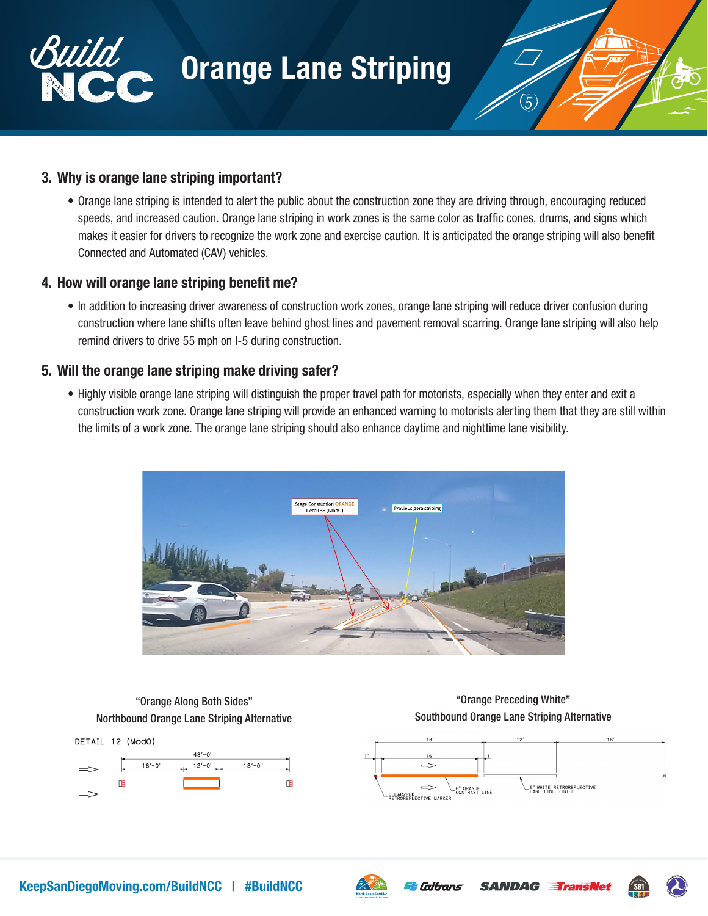# Orange Lane Striping

### 3. Why is orange lane striping important?

- Orange lane striping is intended to alert the public about the construction zone they are driving through, encouraging reduced speeds, and increased caution. Orange lane striping in work zones is the same color as traffic cones, drums, and signs which makes it easier for drivers to recognize the work zone and exercise caution. It is anticipated the orange striping will also benefit Connected and Automated (CAV) vehicles.

### 4. How will orange lane striping benefit me?

- In addition to increasing driver awareness of construction work zones, orange lane striping will reduce driver confusion during construction where lane shifts often leave behind ghost lines and pavement removal scarring. Orange lane striping will also help remind drivers to drive 55 mph on I-5 during construction.

### 5. Will the orange lane striping make driving safer?

- Highly visible orange lane striping will distinguish the proper travel path for motorists, especially when they enter and exit a construction work zone. Orange lane striping will provide an enhanced warning to motorists alerting them that they are still within the limits of a work zone. The orange lane striping should also enhance daytime and nighttime lane visibility.

Stage Constuction ORANGE Detail 36 (ModO)

Previous gore striping

"Orange Along Both Sides"
Northbound Orange Lane Striping Alternative

DETAIL 12 (ModO)

48'-0"

18'-0" 12'-0" 18'-0"

"Orange Preceding White"
Southbound Orange Lane Striping Alternative

18' 12' 18'

1' 16' 1'

6" ORANGE CONTRAST LINE

6" WHITE RETROREFLECTIVE LANE LINE STRIPE

CLEAR/RED RETROREFLECTIVE MARKER

KeepSanDiegoMoving.com/BuildNCC | #BuildNCC